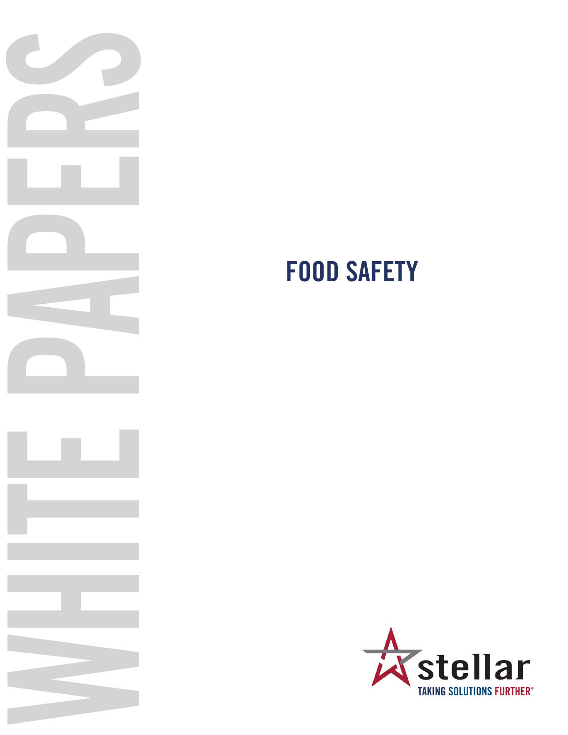WHITE PAPERS

# FOOD SAFETY

stellar

TAKING SOLUTIONS FURTHER®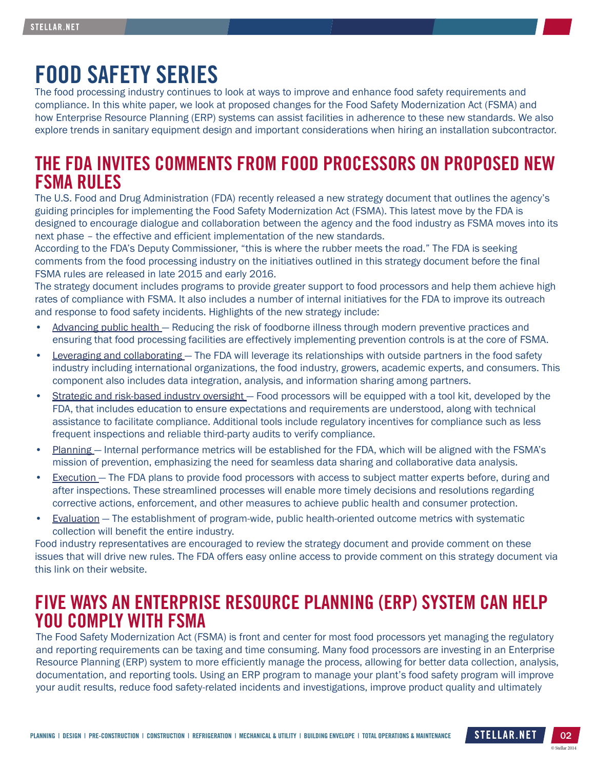# FOOD SAFETY SERIES

The food processing industry continues to look at ways to improve and enhance food safety requirements and compliance. In this white paper, we look at proposed changes for the Food Safety Modernization Act (FSMA) and how Enterprise Resource Planning (ERP) systems can assist facilities in adherence to these new standards. We also explore trends in sanitary equipment design and important considerations when hiring an installation subcontractor.

## THE FDA INVITES COMMENTS FROM FOOD PROCESSORS ON PROPOSED NEW FSMA RULES

The U.S. Food and Drug Administration (FDA) recently released a new strategy document that outlines the agency's guiding principles for implementing the Food Safety Modernization Act (FSMA). This latest move by the FDA is designed to encourage dialogue and collaboration between the agency and the food industry as FSMA moves into its next phase – the effective and efficient implementation of the new standards.

According to the FDA's Deputy Commissioner, "this is where the rubber meets the road." The FDA is seeking comments from the food processing industry on the initiatives outlined in this strategy document before the final FSMA rules are released in late 2015 and early 2016.

The strategy document includes programs to provide greater support to food processors and help them achieve high rates of compliance with FSMA. It also includes a number of internal initiatives for the FDA to improve its outreach and response to food safety incidents. Highlights of the new strategy include:

- Advancing public health — Reducing the risk of foodborne illness through modern preventive practices and ensuring that food processing facilities are effectively implementing prevention controls is at the core of FSMA.
- Leveraging and collaborating — The FDA will leverage its relationships with outside partners in the food safety industry including international organizations, the food industry, growers, academic experts, and consumers. This component also includes data integration, analysis, and information sharing among partners.
- Strategic and risk-based industry oversight — Food processors will be equipped with a tool kit, developed by the FDA, that includes education to ensure expectations and requirements are understood, along with technical assistance to facilitate compliance. Additional tools include regulatory incentives for compliance such as less frequent inspections and reliable third-party audits to verify compliance.
- Planning — Internal performance metrics will be established for the FDA, which will be aligned with the FSMA's mission of prevention, emphasizing the need for seamless data sharing and collaborative data analysis.
- Execution — The FDA plans to provide food processors with access to subject matter experts before, during and after inspections. These streamlined processes will enable more timely decisions and resolutions regarding corrective actions, enforcement, and other measures to achieve public health and consumer protection.
- Evaluation — The establishment of program-wide, public health-oriented outcome metrics with systematic collection will benefit the entire industry.

Food industry representatives are encouraged to review the strategy document and provide comment on these issues that will drive new rules. The FDA offers easy online access to provide comment on this strategy document via this link on their website.

## FIVE WAYS AN ENTERPRISE RESOURCE PLANNING (ERP) SYSTEM CAN HELP YOU COMPLY WITH FSMA

The Food Safety Modernization Act (FSMA) is front and center for most food processors yet managing the regulatory and reporting requirements can be taxing and time consuming. Many food processors are investing in an Enterprise Resource Planning (ERP) system to more efficiently manage the process, allowing for better data collection, analysis, documentation, and reporting tools. Using an ERP program to manage your plant's food safety program will improve your audit results, reduce food safety-related incidents and investigations, improve product quality and ultimately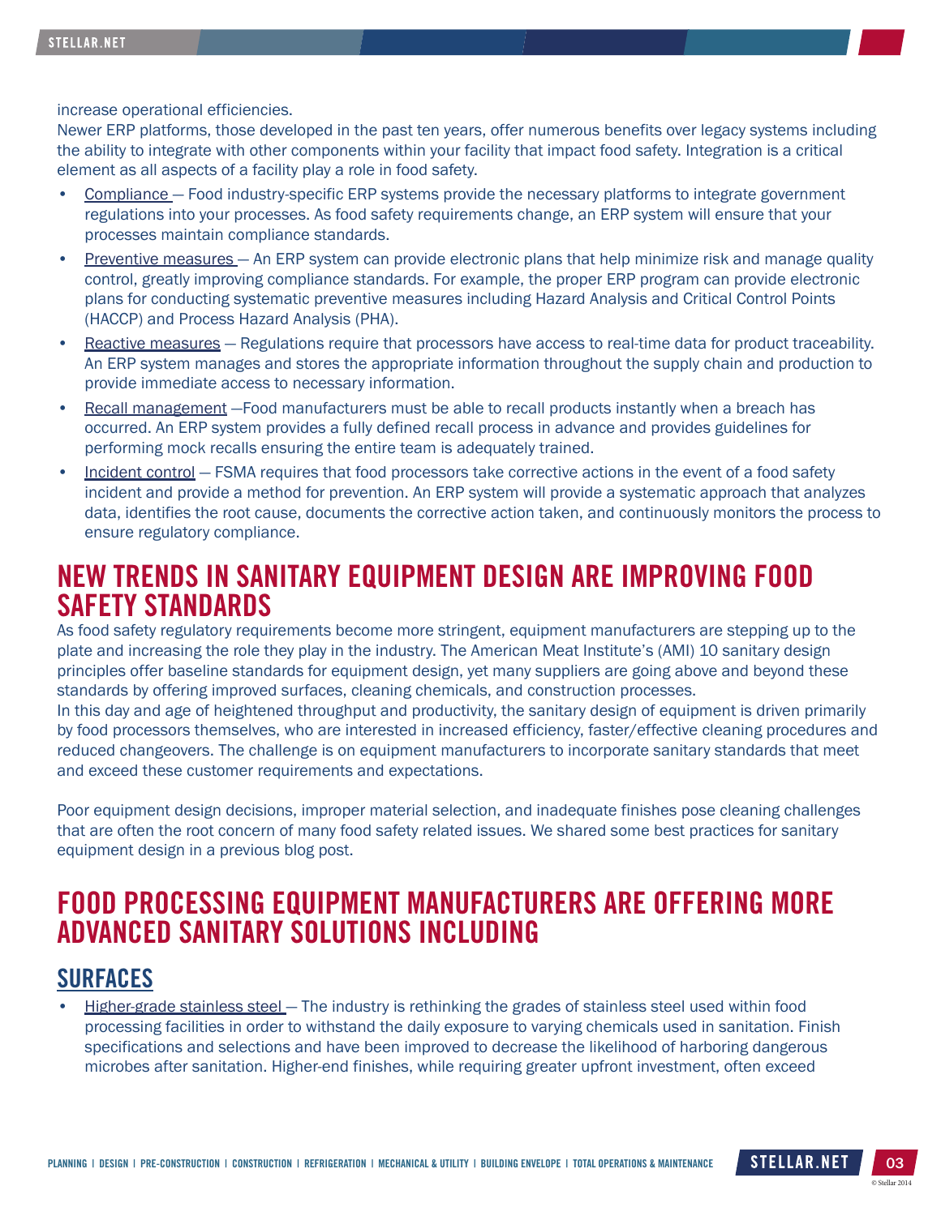increase operational efficiencies.

Newer ERP platforms, those developed in the past ten years, offer numerous benefits over legacy systems including the ability to integrate with other components within your facility that impact food safety. Integration is a critical element as all aspects of a facility play a role in food safety.

- Compliance — Food industry-specific ERP systems provide the necessary platforms to integrate government regulations into your processes. As food safety requirements change, an ERP system will ensure that your processes maintain compliance standards.
- Preventive measures — An ERP system can provide electronic plans that help minimize risk and manage quality control, greatly improving compliance standards. For example, the proper ERP program can provide electronic plans for conducting systematic preventive measures including Hazard Analysis and Critical Control Points (HACCP) and Process Hazard Analysis (PHA).
- Reactive measures — Regulations require that processors have access to real-time data for product traceability. An ERP system manages and stores the appropriate information throughout the supply chain and production to provide immediate access to necessary information.
- Recall management —Food manufacturers must be able to recall products instantly when a breach has occurred. An ERP system provides a fully defined recall process in advance and provides guidelines for performing mock recalls ensuring the entire team is adequately trained.
- Incident control — FSMA requires that food processors take corrective actions in the event of a food safety incident and provide a method for prevention. An ERP system will provide a systematic approach that analyzes data, identifies the root cause, documents the corrective action taken, and continuously monitors the process to ensure regulatory compliance.

# NEW TRENDS IN SANITARY EQUIPMENT DESIGN ARE IMPROVING FOOD SAFETY STANDARDS

As food safety regulatory requirements become more stringent, equipment manufacturers are stepping up to the plate and increasing the role they play in the industry. The American Meat Institute's (AMI) 10 sanitary design principles offer baseline standards for equipment design, yet many suppliers are going above and beyond these standards by offering improved surfaces, cleaning chemicals, and construction processes.

In this day and age of heightened throughput and productivity, the sanitary design of equipment is driven primarily by food processors themselves, who are interested in increased efficiency, faster/effective cleaning procedures and reduced changeovers. The challenge is on equipment manufacturers to incorporate sanitary standards that meet and exceed these customer requirements and expectations.

Poor equipment design decisions, improper material selection, and inadequate finishes pose cleaning challenges that are often the root concern of many food safety related issues. We shared some best practices for sanitary equipment design in a previous blog post.

# FOOD PROCESSING EQUIPMENT MANUFACTURERS ARE OFFERING MORE ADVANCED SANITARY SOLUTIONS INCLUDING

## SURFACES

- Higher-grade stainless steel — The industry is rethinking the grades of stainless steel used within food processing facilities in order to withstand the daily exposure to varying chemicals used in sanitation. Finish specifications and selections and have been improved to decrease the likelihood of harboring dangerous microbes after sanitation. Higher-end finishes, while requiring greater upfront investment, often exceed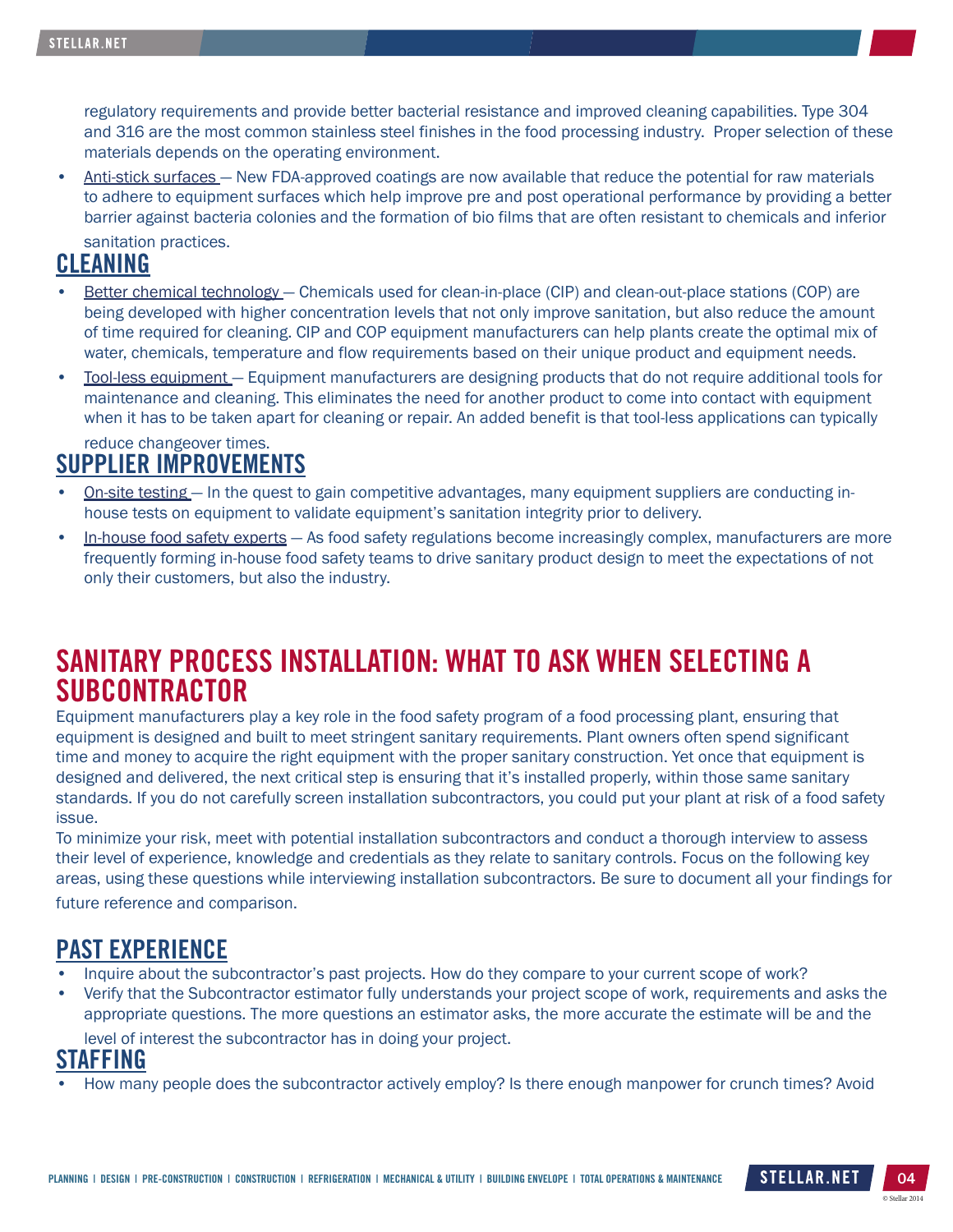regulatory requirements and provide better bacterial resistance and improved cleaning capabilities. Type 304 and 316 are the most common stainless steel finishes in the food processing industry. Proper selection of these materials depends on the operating environment.

- Anti-stick surfaces — New FDA-approved coatings are now available that reduce the potential for raw materials to adhere to equipment surfaces which help improve pre and post operational performance by providing a better barrier against bacteria colonies and the formation of bio films that are often resistant to chemicals and inferior sanitation practices.

## CLEANING

- Better chemical technology — Chemicals used for clean-in-place (CIP) and clean-out-place stations (COP) are being developed with higher concentration levels that not only improve sanitation, but also reduce the amount of time required for cleaning. CIP and COP equipment manufacturers can help plants create the optimal mix of water, chemicals, temperature and flow requirements based on their unique product and equipment needs.
- Tool-less equipment — Equipment manufacturers are designing products that do not require additional tools for maintenance and cleaning. This eliminates the need for another product to come into contact with equipment when it has to be taken apart for cleaning or repair. An added benefit is that tool-less applications can typically reduce changeover times.

## SUPPLIER IMPROVEMENTS

- On-site testing — In the quest to gain competitive advantages, many equipment suppliers are conducting in-house tests on equipment to validate equipment's sanitation integrity prior to delivery.
- In-house food safety experts — As food safety regulations become increasingly complex, manufacturers are more frequently forming in-house food safety teams to drive sanitary product design to meet the expectations of not only their customers, but also the industry.

# SANITARY PROCESS INSTALLATION: WHAT TO ASK WHEN SELECTING A SUBCONTRACTOR

Equipment manufacturers play a key role in the food safety program of a food processing plant, ensuring that equipment is designed and built to meet stringent sanitary requirements. Plant owners often spend significant time and money to acquire the right equipment with the proper sanitary construction. Yet once that equipment is designed and delivered, the next critical step is ensuring that it's installed properly, within those same sanitary standards. If you do not carefully screen installation subcontractors, you could put your plant at risk of a food safety issue.

To minimize your risk, meet with potential installation subcontractors and conduct a thorough interview to assess their level of experience, knowledge and credentials as they relate to sanitary controls. Focus on the following key areas, using these questions while interviewing installation subcontractors. Be sure to document all your findings for future reference and comparison.

## PAST EXPERIENCE

- Inquire about the subcontractor's past projects. How do they compare to your current scope of work?
- Verify that the Subcontractor estimator fully understands your project scope of work, requirements and asks the appropriate questions. The more questions an estimator asks, the more accurate the estimate will be and the level of interest the subcontractor has in doing your project.

## STAFFING

- How many people does the subcontractor actively employ? Is there enough manpower for crunch times? Avoid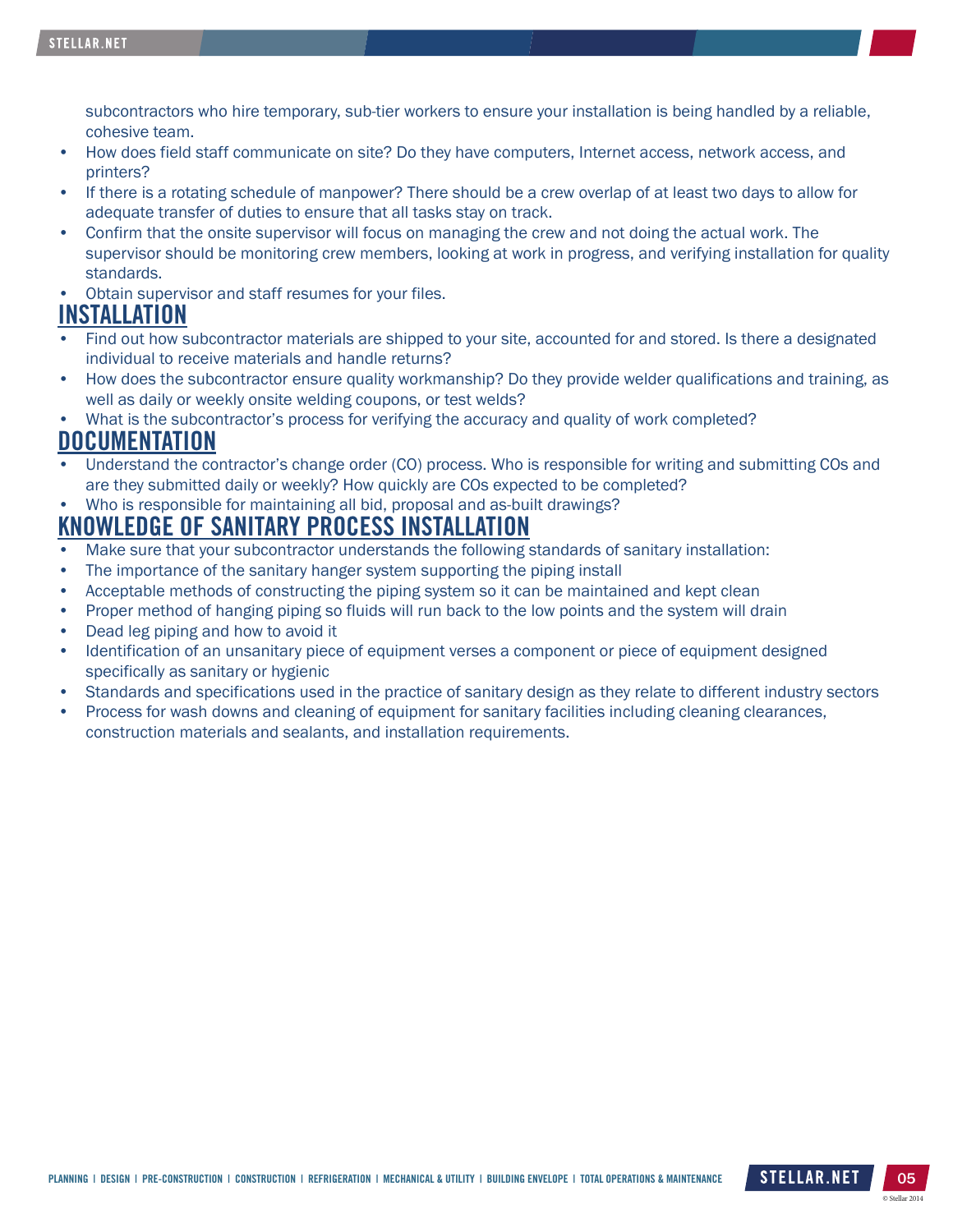subcontractors who hire temporary, sub-tier workers to ensure your installation is being handled by a reliable, cohesive team.

- How does field staff communicate on site? Do they have computers, Internet access, network access, and printers?
- If there is a rotating schedule of manpower? There should be a crew overlap of at least two days to allow for adequate transfer of duties to ensure that all tasks stay on track.
- Confirm that the onsite supervisor will focus on managing the crew and not doing the actual work. The supervisor should be monitoring crew members, looking at work in progress, and verifying installation for quality standards.
- Obtain supervisor and staff resumes for your files.

## INSTALLATION

- Find out how subcontractor materials are shipped to your site, accounted for and stored. Is there a designated individual to receive materials and handle returns?
- How does the subcontractor ensure quality workmanship? Do they provide welder qualifications and training, as well as daily or weekly onsite welding coupons, or test welds?
- What is the subcontractor's process for verifying the accuracy and quality of work completed?

## DOCUMENTATION

- Understand the contractor's change order (CO) process. Who is responsible for writing and submitting COs and are they submitted daily or weekly? How quickly are COs expected to be completed?
- Who is responsible for maintaining all bid, proposal and as-built drawings?

## KNOWLEDGE OF SANITARY PROCESS INSTALLATION

- Make sure that your subcontractor understands the following standards of sanitary installation:
- The importance of the sanitary hanger system supporting the piping install
- Acceptable methods of constructing the piping system so it can be maintained and kept clean
- Proper method of hanging piping so fluids will run back to the low points and the system will drain
- Dead leg piping and how to avoid it
- Identification of an unsanitary piece of equipment verses a component or piece of equipment designed specifically as sanitary or hygienic
- Standards and specifications used in the practice of sanitary design as they relate to different industry sectors
- Process for wash downs and cleaning of equipment for sanitary facilities including cleaning clearances, construction materials and sealants, and installation requirements.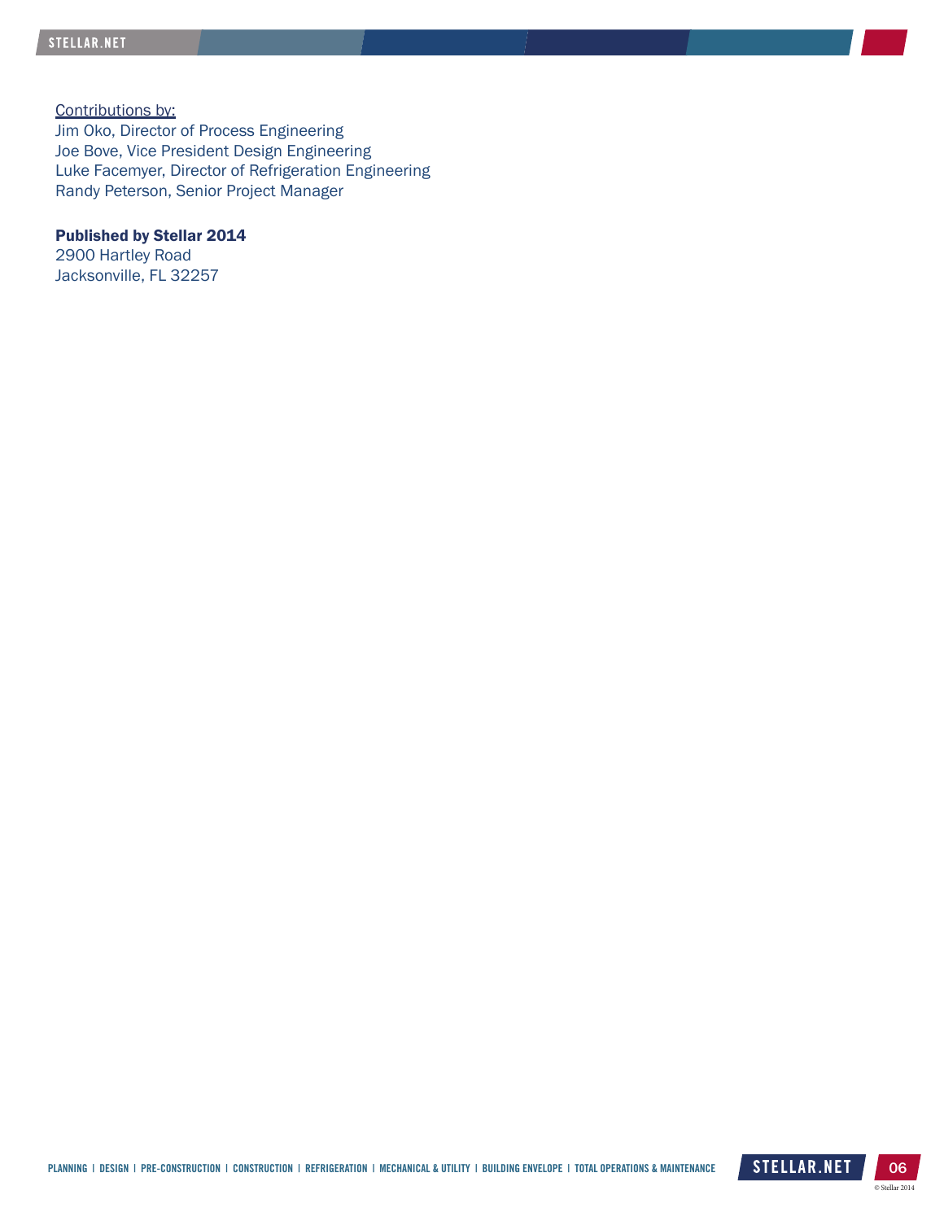Contributions by:
Jim Oko, Director of Process Engineering
Joe Bove, Vice President Design Engineering
Luke Facemyer, Director of Refrigeration Engineering
Randy Peterson, Senior Project Manager

**Published by Stellar 2014**
2900 Hartley Road
Jacksonville, FL 32257